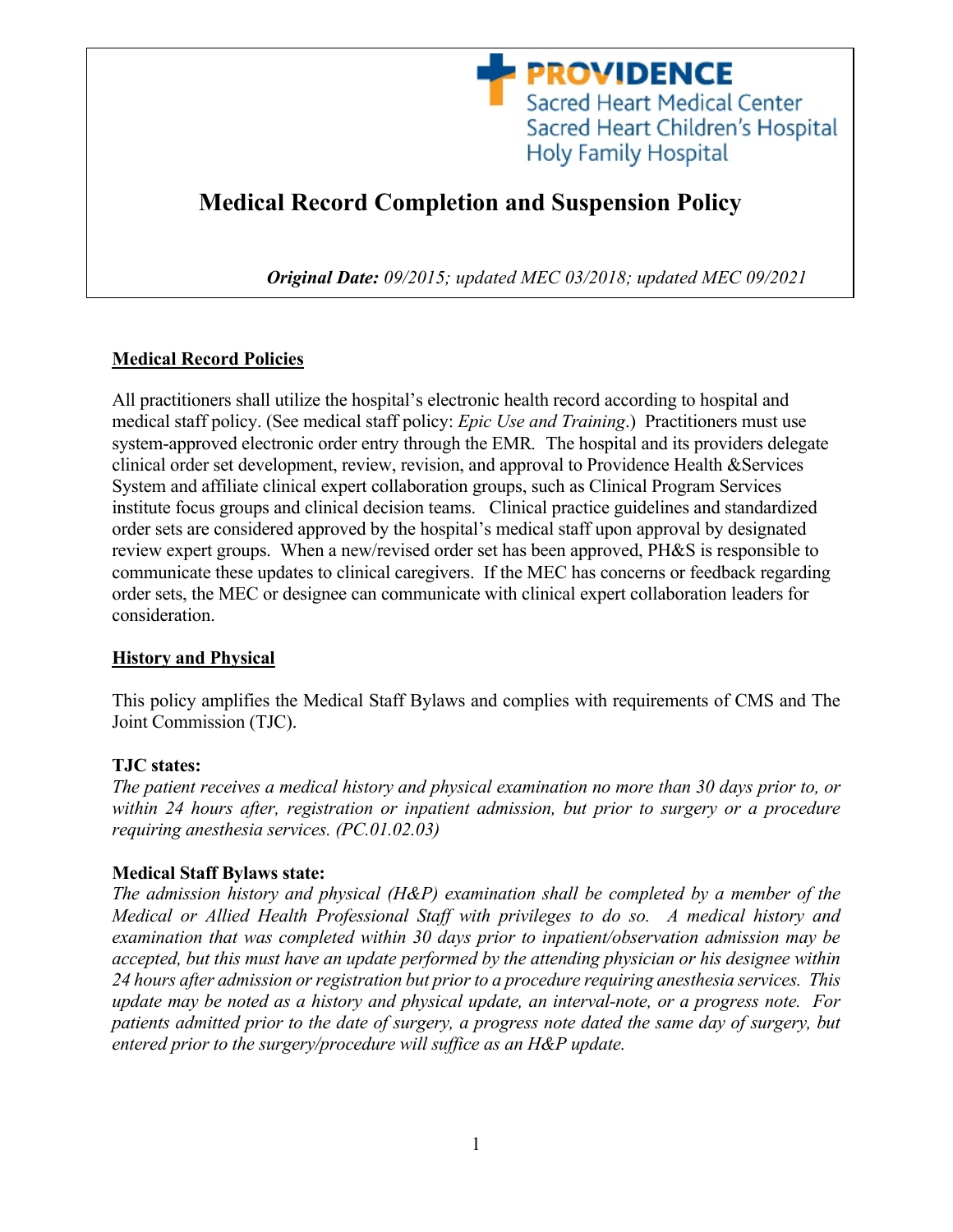PROVIDENCE
Sacred Heart Medical Center
Sacred Heart Children's Hospital
Holy Family Hospital

# Medical Record Completion and Suspension Policy

***Original Date:*** *09/2015; updated MEC 03/2018; updated MEC 09/2021*

## Medical Record Policies

All practitioners shall utilize the hospital's electronic health record according to hospital and medical staff policy. (See medical staff policy: *Epic Use and Training*.) Practitioners must use system-approved electronic order entry through the EMR. The hospital and its providers delegate clinical order set development, review, revision, and approval to Providence Health &Services System and affiliate clinical expert collaboration groups, such as Clinical Program Services institute focus groups and clinical decision teams. Clinical practice guidelines and standardized order sets are considered approved by the hospital's medical staff upon approval by designated review expert groups. When a new/revised order set has been approved, PH&S is responsible to communicate these updates to clinical caregivers. If the MEC has concerns or feedback regarding order sets, the MEC or designee can communicate with clinical expert collaboration leaders for consideration.

## History and Physical

This policy amplifies the Medical Staff Bylaws and complies with requirements of CMS and The Joint Commission (TJC).

**TJC states:**
*The patient receives a medical history and physical examination no more than 30 days prior to, or within 24 hours after, registration or inpatient admission, but prior to surgery or a procedure requiring anesthesia services. (PC.01.02.03)*

**Medical Staff Bylaws state:**
*The admission history and physical (H&P) examination shall be completed by a member of the Medical or Allied Health Professional Staff with privileges to do so. A medical history and examination that was completed within 30 days prior to inpatient/observation admission may be accepted, but this must have an update performed by the attending physician or his designee within 24 hours after admission or registration but prior to a procedure requiring anesthesia services. This update may be noted as a history and physical update, an interval-note, or a progress note. For patients admitted prior to the date of surgery, a progress note dated the same day of surgery, but entered prior to the surgery/procedure will suffice as an H&P update.*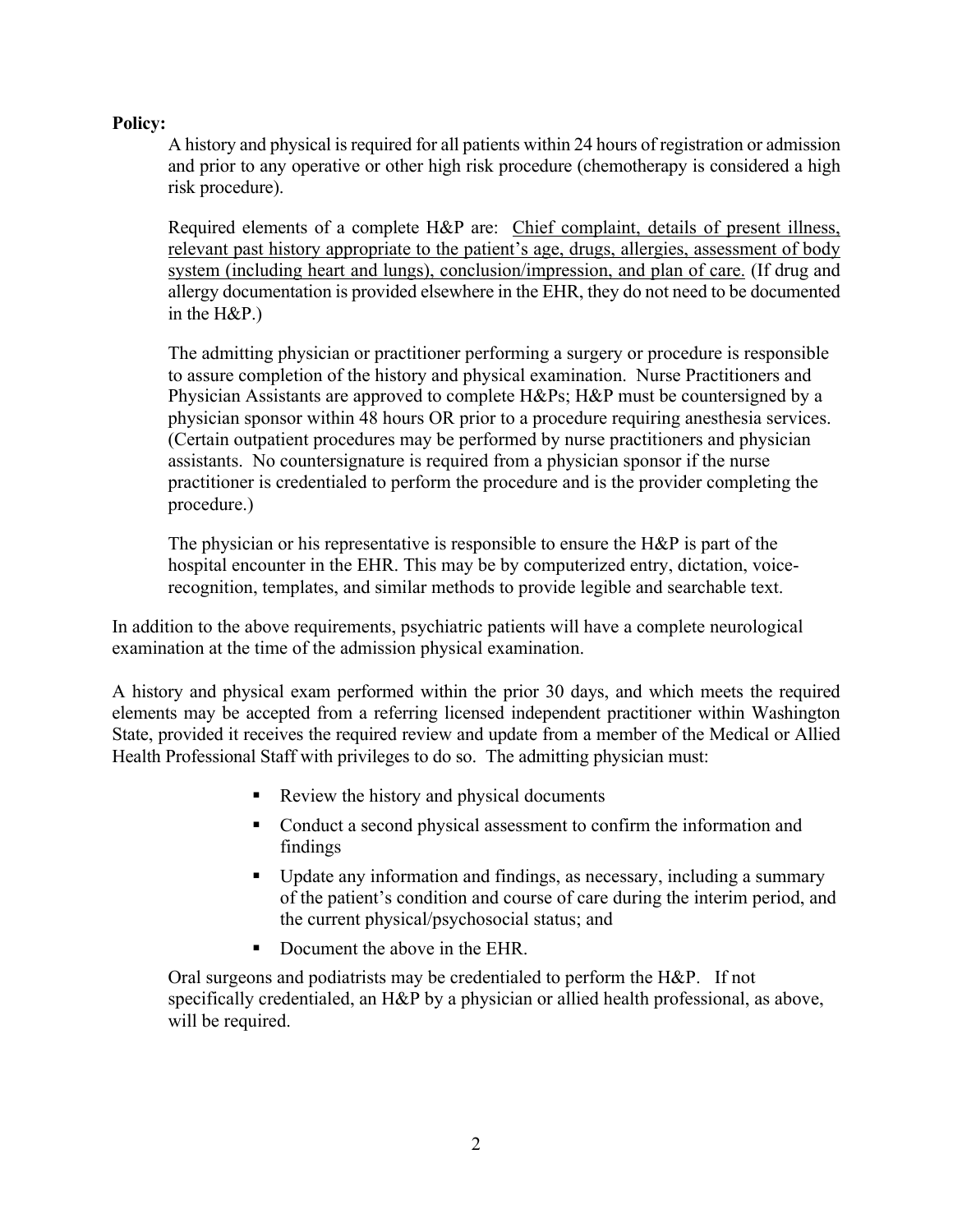**Policy:**

A history and physical is required for all patients within 24 hours of registration or admission and prior to any operative or other high risk procedure (chemotherapy is considered a high risk procedure).

Required elements of a complete H&P are: <u>Chief complaint, details of present illness, relevant past history appropriate to the patient's age, drugs, allergies, assessment of body system (including heart and lungs), conclusion/impression, and plan of care.</u> (If drug and allergy documentation is provided elsewhere in the EHR, they do not need to be documented in the H&P.)

The admitting physician or practitioner performing a surgery or procedure is responsible to assure completion of the history and physical examination. Nurse Practitioners and Physician Assistants are approved to complete H&Ps; H&P must be countersigned by a physician sponsor within 48 hours OR prior to a procedure requiring anesthesia services. (Certain outpatient procedures may be performed by nurse practitioners and physician assistants. No countersignature is required from a physician sponsor if the nurse practitioner is credentialed to perform the procedure and is the provider completing the procedure.)

The physician or his representative is responsible to ensure the H&P is part of the hospital encounter in the EHR. This may be by computerized entry, dictation, voice-recognition, templates, and similar methods to provide legible and searchable text.

In addition to the above requirements, psychiatric patients will have a complete neurological examination at the time of the admission physical examination.

A history and physical exam performed within the prior 30 days, and which meets the required elements may be accepted from a referring licensed independent practitioner within Washington State, provided it receives the required review and update from a member of the Medical or Allied Health Professional Staff with privileges to do so. The admitting physician must:

- Review the history and physical documents
- Conduct a second physical assessment to confirm the information and findings
- Update any information and findings, as necessary, including a summary of the patient's condition and course of care during the interim period, and the current physical/psychosocial status; and
- Document the above in the EHR.

Oral surgeons and podiatrists may be credentialed to perform the H&P. If not specifically credentialed, an H&P by a physician or allied health professional, as above, will be required.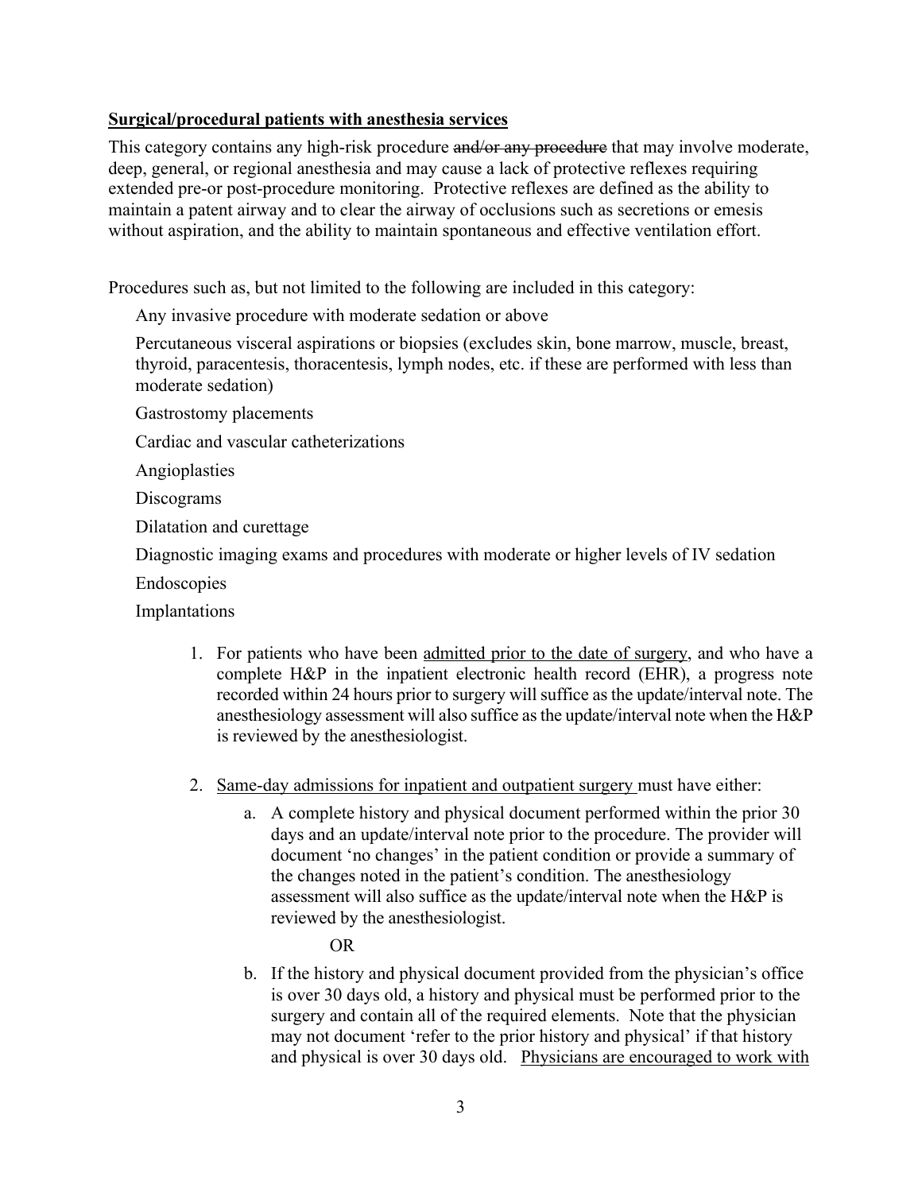**<u>Surgical/procedural patients with anesthesia services</u>**

This category contains any high-risk procedure ~~and/or any procedure~~ that may involve moderate, deep, general, or regional anesthesia and may cause a lack of protective reflexes requiring extended pre-or post-procedure monitoring. Protective reflexes are defined as the ability to maintain a patent airway and to clear the airway of occlusions such as secretions or emesis without aspiration, and the ability to maintain spontaneous and effective ventilation effort.

Procedures such as, but not limited to the following are included in this category:

Any invasive procedure with moderate sedation or above

Percutaneous visceral aspirations or biopsies (excludes skin, bone marrow, muscle, breast, thyroid, paracentesis, thoracentesis, lymph nodes, etc. if these are performed with less than moderate sedation)

Gastrostomy placements

Cardiac and vascular catheterizations

Angioplasties

Discograms

Dilatation and curettage

Diagnostic imaging exams and procedures with moderate or higher levels of IV sedation

Endoscopies

Implantations

1. For patients who have been <u>admitted prior to the date of surgery</u>, and who have a complete H&P in the inpatient electronic health record (EHR), a progress note recorded within 24 hours prior to surgery will suffice as the update/interval note. The anesthesiology assessment will also suffice as the update/interval note when the H&P is reviewed by the anesthesiologist.

2. <u>Same-day admissions for inpatient and outpatient surgery</u> must have either:

   a. A complete history and physical document performed within the prior 30 days and an update/interval note prior to the procedure. The provider will document 'no changes' in the patient condition or provide a summary of the changes noted in the patient's condition. The anesthesiology assessment will also suffice as the update/interval note when the H&P is reviewed by the anesthesiologist.

      OR

   b. If the history and physical document provided from the physician's office is over 30 days old, a history and physical must be performed prior to the surgery and contain all of the required elements. Note that the physician may not document 'refer to the prior history and physical' if that history and physical is over 30 days old. <u>Physicians are encouraged to work with</u>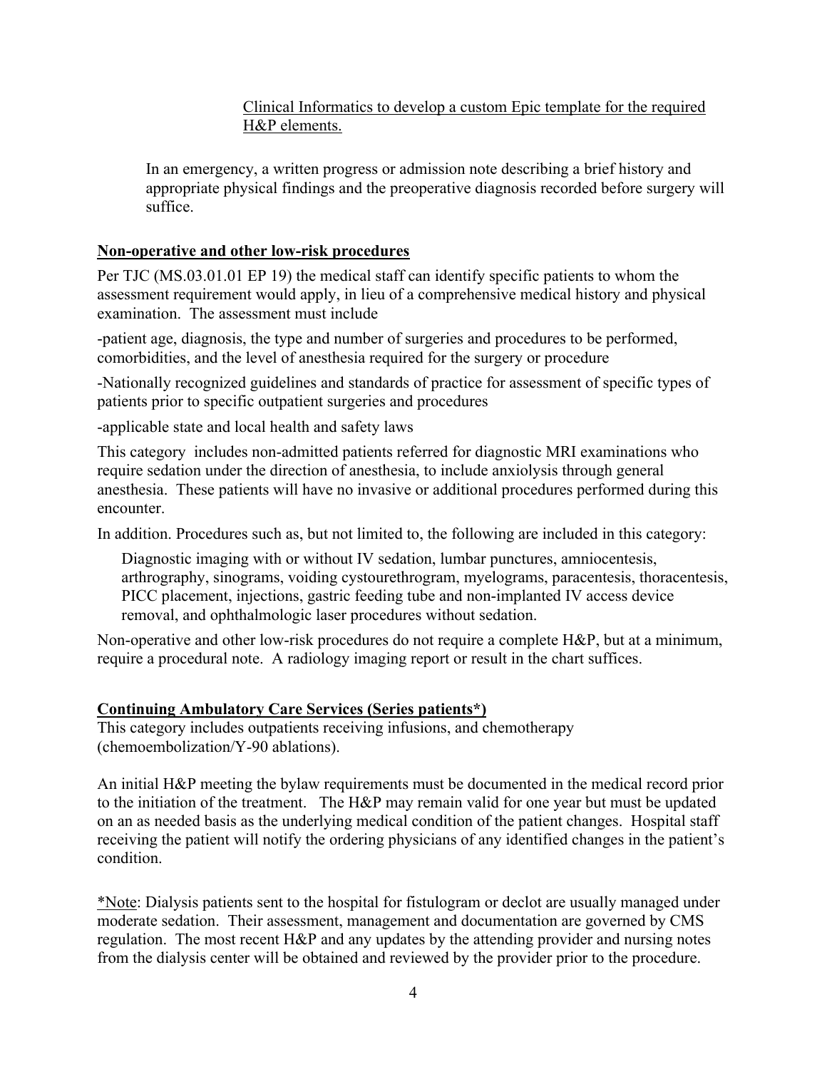<u>Clinical Informatics to develop a custom Epic template for the required H&P elements.</u>

In an emergency, a written progress or admission note describing a brief history and appropriate physical findings and the preoperative diagnosis recorded before surgery will suffice.

**<u>Non-operative and other low-risk procedures</u>**

Per TJC (MS.03.01.01 EP 19) the medical staff can identify specific patients to whom the assessment requirement would apply, in lieu of a comprehensive medical history and physical examination. The assessment must include

-patient age, diagnosis, the type and number of surgeries and procedures to be performed, comorbidities, and the level of anesthesia required for the surgery or procedure

-Nationally recognized guidelines and standards of practice for assessment of specific types of patients prior to specific outpatient surgeries and procedures

-applicable state and local health and safety laws

This category includes non-admitted patients referred for diagnostic MRI examinations who require sedation under the direction of anesthesia, to include anxiolysis through general anesthesia. These patients will have no invasive or additional procedures performed during this encounter.

In addition. Procedures such as, but not limited to, the following are included in this category:

> Diagnostic imaging with or without IV sedation, lumbar punctures, amniocentesis, arthrography, sinograms, voiding cystourethrogram, myelograms, paracentesis, thoracentesis, PICC placement, injections, gastric feeding tube and non-implanted IV access device removal, and ophthalmologic laser procedures without sedation.

Non-operative and other low-risk procedures do not require a complete H&P, but at a minimum, require a procedural note. A radiology imaging report or result in the chart suffices.

**<u>Continuing Ambulatory Care Services (Series patients*)</u>**

This category includes outpatients receiving infusions, and chemotherapy (chemoembolization/Y-90 ablations).

An initial H&P meeting the bylaw requirements must be documented in the medical record prior to the initiation of the treatment. The H&P may remain valid for one year but must be updated on an as needed basis as the underlying medical condition of the patient changes. Hospital staff receiving the patient will notify the ordering physicians of any identified changes in the patient's condition.

<u>*Note</u>: Dialysis patients sent to the hospital for fistulogram or declot are usually managed under moderate sedation. Their assessment, management and documentation are governed by CMS regulation. The most recent H&P and any updates by the attending provider and nursing notes from the dialysis center will be obtained and reviewed by the provider prior to the procedure.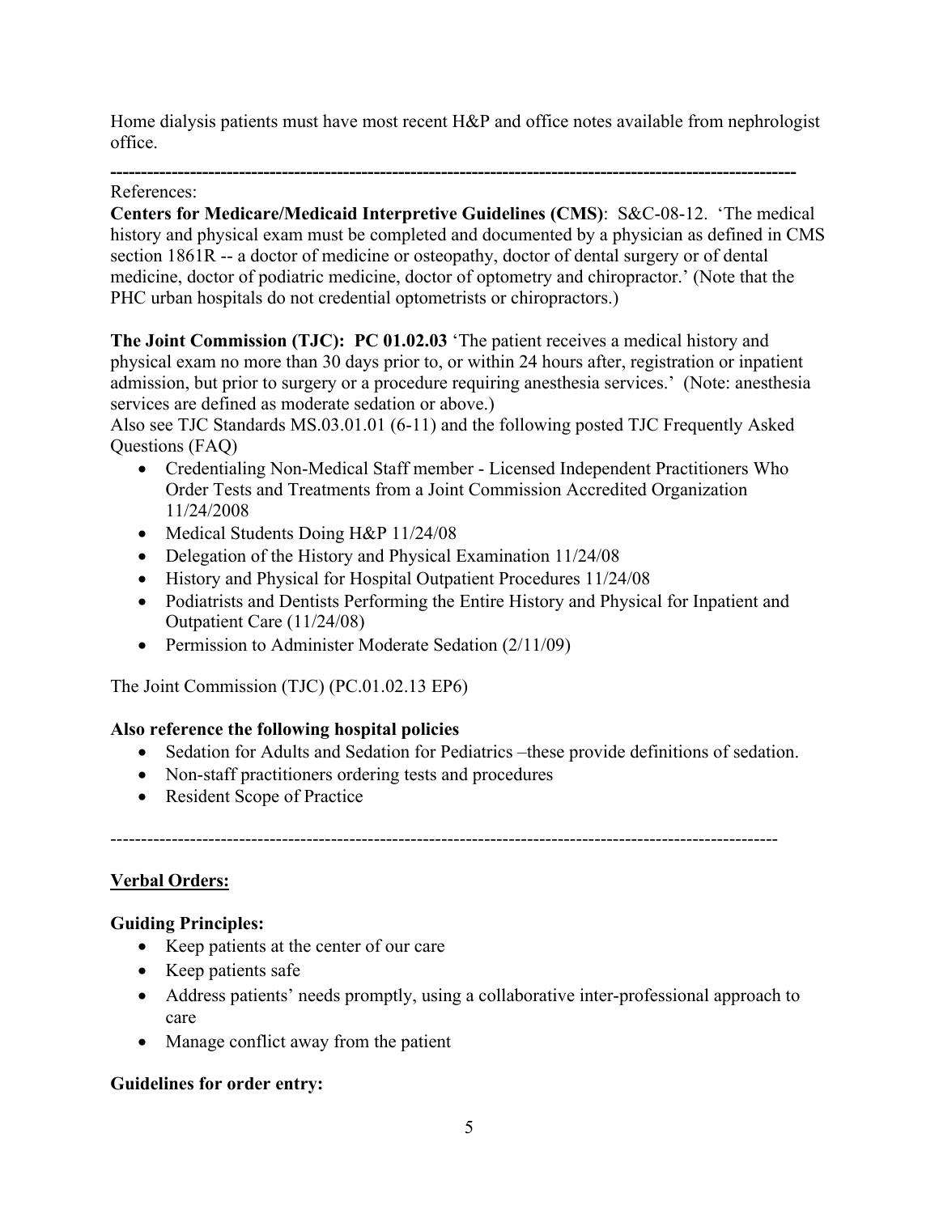Home dialysis patients must have most recent H&P and office notes available from nephrologist office.

---

References:

**Centers for Medicare/Medicaid Interpretive Guidelines (CMS)**: S&C-08-12. 'The medical history and physical exam must be completed and documented by a physician as defined in CMS section 1861R -- a doctor of medicine or osteopathy, doctor of dental surgery or of dental medicine, doctor of podiatric medicine, doctor of optometry and chiropractor.' (Note that the PHC urban hospitals do not credential optometrists or chiropractors.)

**The Joint Commission (TJC): PC 01.02.03** 'The patient receives a medical history and physical exam no more than 30 days prior to, or within 24 hours after, registration or inpatient admission, but prior to surgery or a procedure requiring anesthesia services.' (Note: anesthesia services are defined as moderate sedation or above.)

Also see TJC Standards MS.03.01.01 (6-11) and the following posted TJC Frequently Asked Questions (FAQ)

- Credentialing Non-Medical Staff member - Licensed Independent Practitioners Who Order Tests and Treatments from a Joint Commission Accredited Organization 11/24/2008
- Medical Students Doing H&P 11/24/08
- Delegation of the History and Physical Examination 11/24/08
- History and Physical for Hospital Outpatient Procedures 11/24/08
- Podiatrists and Dentists Performing the Entire History and Physical for Inpatient and Outpatient Care (11/24/08)
- Permission to Administer Moderate Sedation (2/11/09)

The Joint Commission (TJC) (PC.01.02.13 EP6)

**Also reference the following hospital policies**

- Sedation for Adults and Sedation for Pediatrics –these provide definitions of sedation.
- Non-staff practitioners ordering tests and procedures
- Resident Scope of Practice

---

**Verbal Orders:**

**Guiding Principles:**

- Keep patients at the center of our care
- Keep patients safe
- Address patients' needs promptly, using a collaborative inter-professional approach to care
- Manage conflict away from the patient

**Guidelines for order entry:**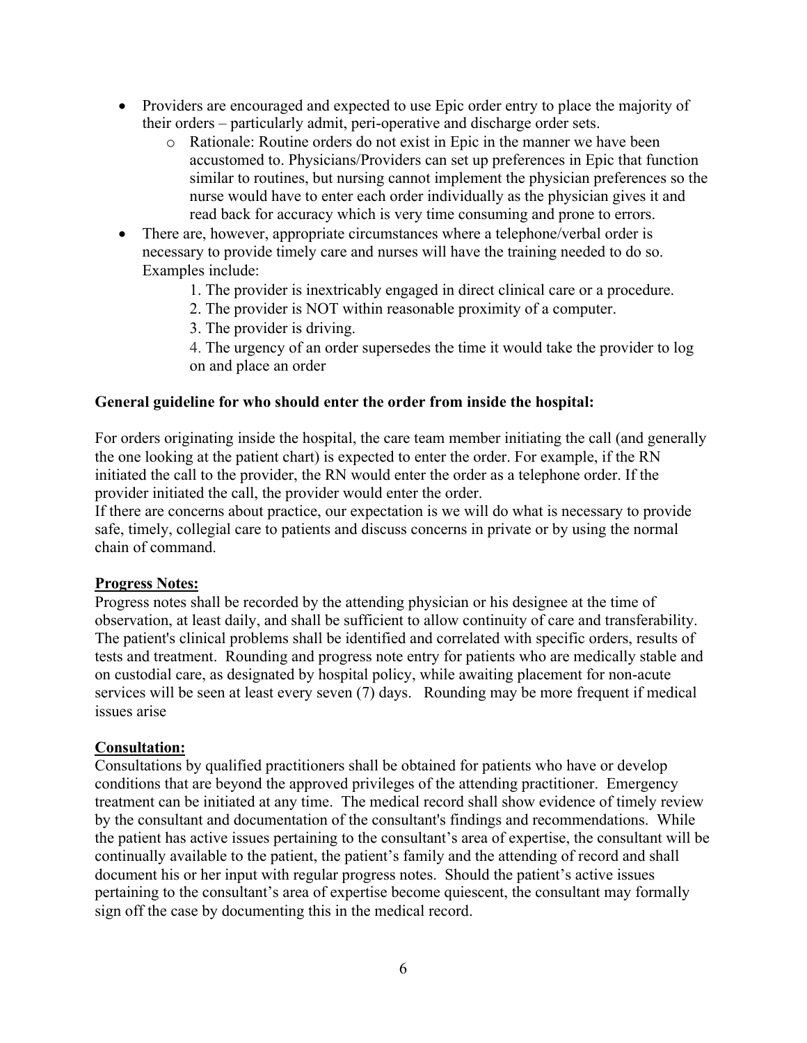- Providers are encouraged and expected to use Epic order entry to place the majority of their orders – particularly admit, peri-operative and discharge order sets.
    - Rationale: Routine orders do not exist in Epic in the manner we have been accustomed to. Physicians/Providers can set up preferences in Epic that function similar to routines, but nursing cannot implement the physician preferences so the nurse would have to enter each order individually as the physician gives it and read back for accuracy which is very time consuming and prone to errors.
- There are, however, appropriate circumstances where a telephone/verbal order is necessary to provide timely care and nurses will have the training needed to do so. Examples include:
    1. The provider is inextricably engaged in direct clinical care or a procedure.
    2. The provider is NOT within reasonable proximity of a computer.
    3. The provider is driving.
    4. The urgency of an order supersedes the time it would take the provider to log on and place an order

**General guideline for who should enter the order from inside the hospital:**

For orders originating inside the hospital, the care team member initiating the call (and generally the one looking at the patient chart) is expected to enter the order. For example, if the RN initiated the call to the provider, the RN would enter the order as a telephone order. If the provider initiated the call, the provider would enter the order.
If there are concerns about practice, our expectation is we will do what is necessary to provide safe, timely, collegial care to patients and discuss concerns in private or by using the normal chain of command.

**Progress Notes:**
Progress notes shall be recorded by the attending physician or his designee at the time of observation, at least daily, and shall be sufficient to allow continuity of care and transferability. The patient's clinical problems shall be identified and correlated with specific orders, results of tests and treatment. Rounding and progress note entry for patients who are medically stable and on custodial care, as designated by hospital policy, while awaiting placement for non-acute services will be seen at least every seven (7) days. Rounding may be more frequent if medical issues arise

**Consultation:**
Consultations by qualified practitioners shall be obtained for patients who have or develop conditions that are beyond the approved privileges of the attending practitioner. Emergency treatment can be initiated at any time. The medical record shall show evidence of timely review by the consultant and documentation of the consultant's findings and recommendations. While the patient has active issues pertaining to the consultant's area of expertise, the consultant will be continually available to the patient, the patient's family and the attending of record and shall document his or her input with regular progress notes. Should the patient's active issues pertaining to the consultant's area of expertise become quiescent, the consultant may formally sign off the case by documenting this in the medical record.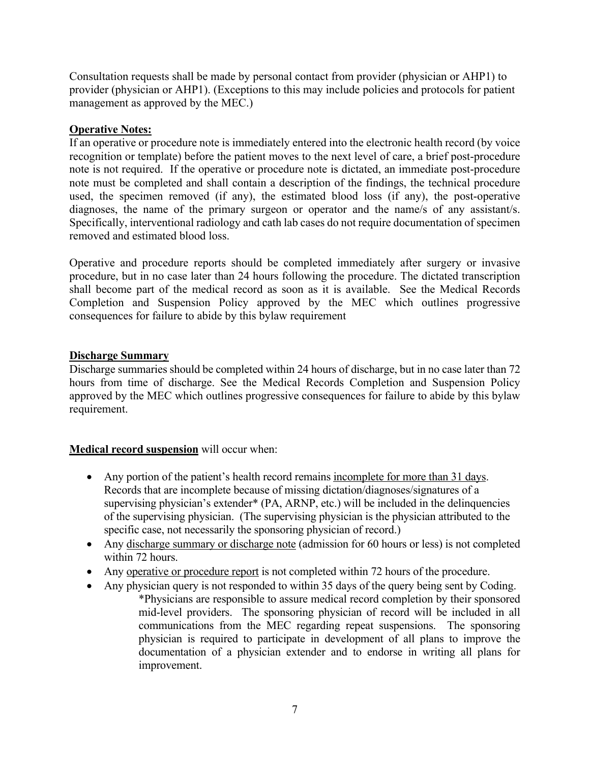Consultation requests shall be made by personal contact from provider (physician or AHP1) to provider (physician or AHP1). (Exceptions to this may include policies and protocols for patient management as approved by the MEC.)

**Operative Notes:**

If an operative or procedure note is immediately entered into the electronic health record (by voice recognition or template) before the patient moves to the next level of care, a brief post-procedure note is not required. If the operative or procedure note is dictated, an immediate post-procedure note must be completed and shall contain a description of the findings, the technical procedure used, the specimen removed (if any), the estimated blood loss (if any), the post-operative diagnoses, the name of the primary surgeon or operator and the name/s of any assistant/s. Specifically, interventional radiology and cath lab cases do not require documentation of specimen removed and estimated blood loss.

Operative and procedure reports should be completed immediately after surgery or invasive procedure, but in no case later than 24 hours following the procedure. The dictated transcription shall become part of the medical record as soon as it is available. See the Medical Records Completion and Suspension Policy approved by the MEC which outlines progressive consequences for failure to abide by this bylaw requirement

**Discharge Summary**

Discharge summaries should be completed within 24 hours of discharge, but in no case later than 72 hours from time of discharge. See the Medical Records Completion and Suspension Policy approved by the MEC which outlines progressive consequences for failure to abide by this bylaw requirement.

**Medical record suspension** will occur when:

- Any portion of the patient's health record remains incomplete for more than 31 days. Records that are incomplete because of missing dictation/diagnoses/signatures of a supervising physician's extender* (PA, ARNP, etc.) will be included in the delinquencies of the supervising physician. (The supervising physician is the physician attributed to the specific case, not necessarily the sponsoring physician of record.)
- Any discharge summary or discharge note (admission for 60 hours or less) is not completed within 72 hours.
- Any operative or procedure report is not completed within 72 hours of the procedure.
- Any physician query is not responded to within 35 days of the query being sent by Coding.

  *Physicians are responsible to assure medical record completion by their sponsored mid-level providers. The sponsoring physician of record will be included in all communications from the MEC regarding repeat suspensions. The sponsoring physician is required to participate in development of all plans to improve the documentation of a physician extender and to endorse in writing all plans for improvement.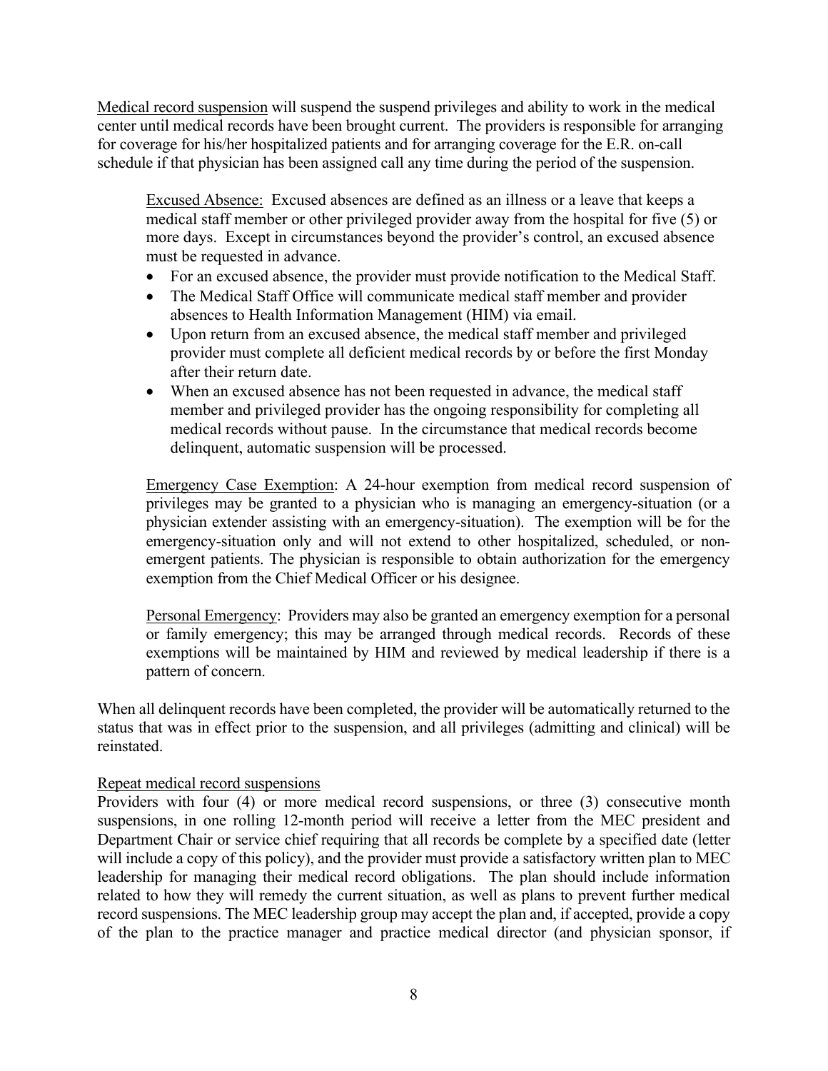Medical record suspension will suspend the suspend privileges and ability to work in the medical center until medical records have been brought current. The providers is responsible for arranging for coverage for his/her hospitalized patients and for arranging coverage for the E.R. on-call schedule if that physician has been assigned call any time during the period of the suspension.

> Excused Absence: Excused absences are defined as an illness or a leave that keeps a medical staff member or other privileged provider away from the hospital for five (5) or more days. Except in circumstances beyond the provider's control, an excused absence must be requested in advance.
>
> - For an excused absence, the provider must provide notification to the Medical Staff.
> - The Medical Staff Office will communicate medical staff member and provider absences to Health Information Management (HIM) via email.
> - Upon return from an excused absence, the medical staff member and privileged provider must complete all deficient medical records by or before the first Monday after their return date.
> - When an excused absence has not been requested in advance, the medical staff member and privileged provider has the ongoing responsibility for completing all medical records without pause. In the circumstance that medical records become delinquent, automatic suspension will be processed.
>
> Emergency Case Exemption: A 24-hour exemption from medical record suspension of privileges may be granted to a physician who is managing an emergency-situation (or a physician extender assisting with an emergency-situation). The exemption will be for the emergency-situation only and will not extend to other hospitalized, scheduled, or non-emergent patients. The physician is responsible to obtain authorization for the emergency exemption from the Chief Medical Officer or his designee.
>
> Personal Emergency: Providers may also be granted an emergency exemption for a personal or family emergency; this may be arranged through medical records. Records of these exemptions will be maintained by HIM and reviewed by medical leadership if there is a pattern of concern.

When all delinquent records have been completed, the provider will be automatically returned to the status that was in effect prior to the suspension, and all privileges (admitting and clinical) will be reinstated.

Repeat medical record suspensions

Providers with four (4) or more medical record suspensions, or three (3) consecutive month suspensions, in one rolling 12-month period will receive a letter from the MEC president and Department Chair or service chief requiring that all records be complete by a specified date (letter will include a copy of this policy), and the provider must provide a satisfactory written plan to MEC leadership for managing their medical record obligations. The plan should include information related to how they will remedy the current situation, as well as plans to prevent further medical record suspensions. The MEC leadership group may accept the plan and, if accepted, provide a copy of the plan to the practice manager and practice medical director (and physician sponsor, if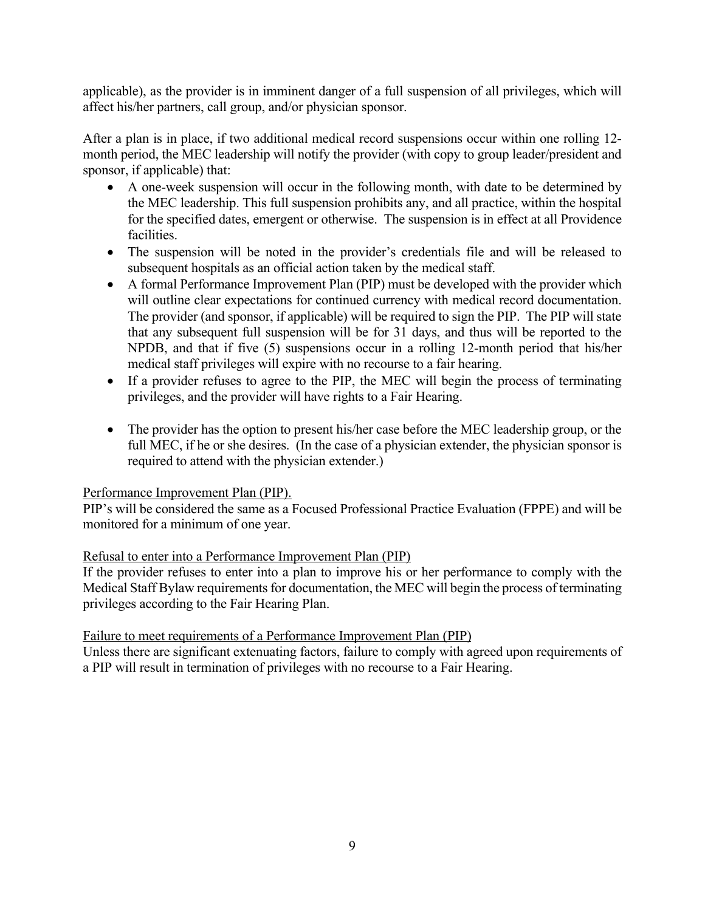applicable), as the provider is in imminent danger of a full suspension of all privileges, which will affect his/her partners, call group, and/or physician sponsor.

After a plan is in place, if two additional medical record suspensions occur within one rolling 12-month period, the MEC leadership will notify the provider (with copy to group leader/president and sponsor, if applicable) that:

- A one-week suspension will occur in the following month, with date to be determined by the MEC leadership. This full suspension prohibits any, and all practice, within the hospital for the specified dates, emergent or otherwise. The suspension is in effect at all Providence facilities.
- The suspension will be noted in the provider's credentials file and will be released to subsequent hospitals as an official action taken by the medical staff.
- A formal Performance Improvement Plan (PIP) must be developed with the provider which will outline clear expectations for continued currency with medical record documentation. The provider (and sponsor, if applicable) will be required to sign the PIP. The PIP will state that any subsequent full suspension will be for 31 days, and thus will be reported to the NPDB, and that if five (5) suspensions occur in a rolling 12-month period that his/her medical staff privileges will expire with no recourse to a fair hearing.
- If a provider refuses to agree to the PIP, the MEC will begin the process of terminating privileges, and the provider will have rights to a Fair Hearing.
- The provider has the option to present his/her case before the MEC leadership group, or the full MEC, if he or she desires. (In the case of a physician extender, the physician sponsor is required to attend with the physician extender.)

Performance Improvement Plan (PIP).

PIP's will be considered the same as a Focused Professional Practice Evaluation (FPPE) and will be monitored for a minimum of one year.

Refusal to enter into a Performance Improvement Plan (PIP)

If the provider refuses to enter into a plan to improve his or her performance to comply with the Medical Staff Bylaw requirements for documentation, the MEC will begin the process of terminating privileges according to the Fair Hearing Plan.

Failure to meet requirements of a Performance Improvement Plan (PIP)

Unless there are significant extenuating factors, failure to comply with agreed upon requirements of a PIP will result in termination of privileges with no recourse to a Fair Hearing.